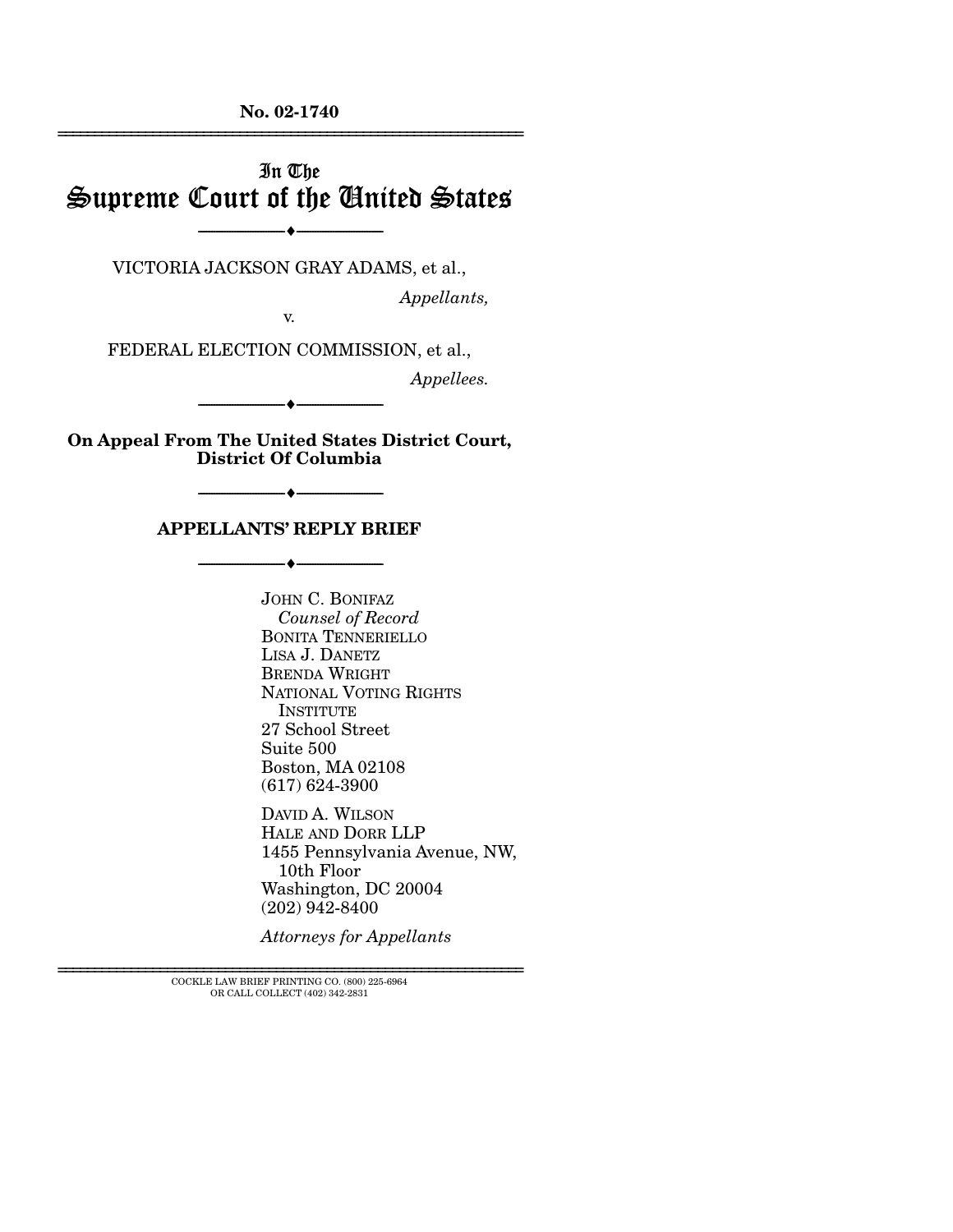**No. 02-1740**

---

# In The Supreme Court of the United States

---

VICTORIA JACKSON GRAY ADAMS, et al.,

*Appellants,*

v.

FEDERAL ELECTION COMMISSION, et al.,

*Appellees.*

---

**On Appeal From The United States District Court, District Of Columbia**

---

**APPELLANTS' REPLY BRIEF**

---

JOHN C. BONIFAZ
*Counsel of Record*
BONITA TENNERIELLO
LISA J. DANETZ
BRENDA WRIGHT
NATIONAL VOTING RIGHTS INSTITUTE
27 School Street
Suite 500
Boston, MA 02108
(617) 624-3900

DAVID A. WILSON
HALE AND DORR LLP
1455 Pennsylvania Avenue, NW, 10th Floor
Washington, DC 20004
(202) 942-8400

*Attorneys for Appellants*

---

COCKLE LAW BRIEF PRINTING CO. (800) 225-6964
OR CALL COLLECT (402) 342-2831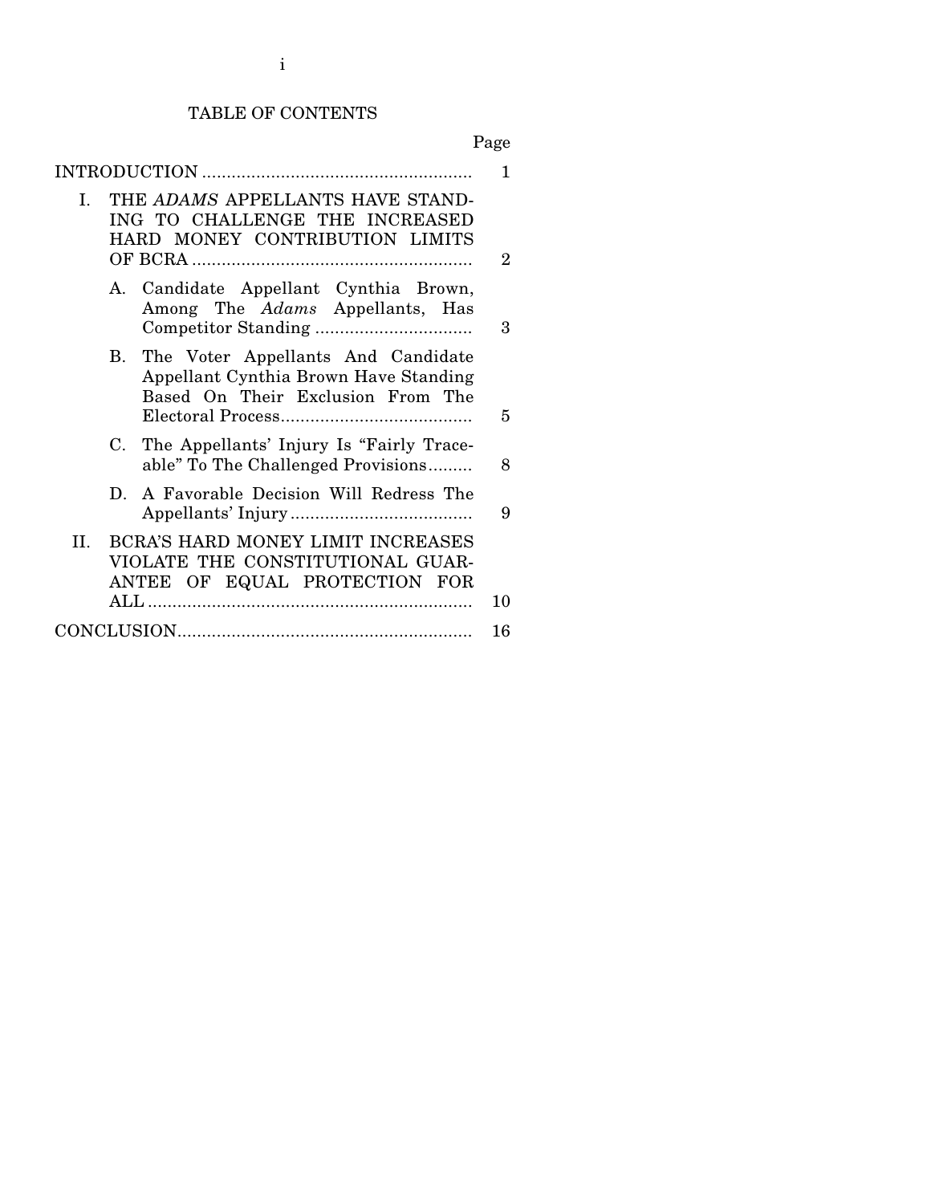TABLE OF CONTENTS

| | Page |
|---|---|
| INTRODUCTION | 1 |
| I. THE *ADAMS* APPELLANTS HAVE STANDING TO CHALLENGE THE INCREASED HARD MONEY CONTRIBUTION LIMITS OF BCRA | 2 |
| A. Candidate Appellant Cynthia Brown, Among The *Adams* Appellants, Has Competitor Standing | 3 |
| B. The Voter Appellants And Candidate Appellant Cynthia Brown Have Standing Based On Their Exclusion From The Electoral Process | 5 |
| C. The Appellants' Injury Is "Fairly Traceable" To The Challenged Provisions | 8 |
| D. A Favorable Decision Will Redress The Appellants' Injury | 9 |
| II. BCRA'S HARD MONEY LIMIT INCREASES VIOLATE THE CONSTITUTIONAL GUARANTEE OF EQUAL PROTECTION FOR ALL | 10 |
| CONCLUSION | 16 |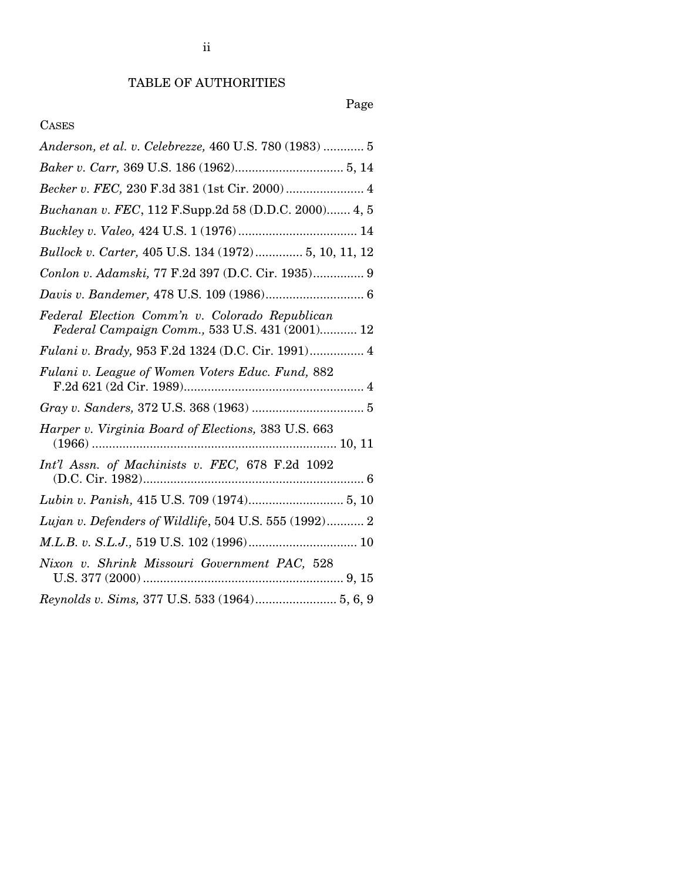# TABLE OF AUTHORITIES

Page

CASES

*Anderson, et al. v. Celebrezze,* 460 U.S. 780 (1983) ............ 5

*Baker v. Carr,* 369 U.S. 186 (1962)................................ 5, 14

*Becker v. FEC,* 230 F.3d 381 (1st Cir. 2000) ....................... 4

*Buchanan v. FEC*, 112 F.Supp.2d 58 (D.D.C. 2000)....... 4, 5

*Buckley v. Valeo,* 424 U.S. 1 (1976) ................................... 14

*Bullock v. Carter,* 405 U.S. 134 (1972).............. 5, 10, 11, 12

*Conlon v. Adamski,* 77 F.2d 397 (D.C. Cir. 1935)............... 9

*Davis v. Bandemer,* 478 U.S. 109 (1986)............................. 6

*Federal Election Comm'n v. Colorado Republican Federal Campaign Comm.,* 533 U.S. 431 (2001)........... 12

*Fulani v. Brady,* 953 F.2d 1324 (D.C. Cir. 1991)................ 4

*Fulani v. League of Women Voters Educ. Fund,* 882 F.2d 621 (2d Cir. 1989)..................................................... 4

*Gray v. Sanders,* 372 U.S. 368 (1963) ................................. 5

*Harper v. Virginia Board of Elections,* 383 U.S. 663 (1966) ....................................................................... 10, 11

*Int'l Assn. of Machinists v. FEC,* 678 F.2d 1092 (D.C. Cir. 1982)................................................................. 6

*Lubin v. Panish,* 415 U.S. 709 (1974)............................ 5, 10

*Lujan v. Defenders of Wildlife*, 504 U.S. 555 (1992)........... 2

*M.L.B. v. S.L.J.,* 519 U.S. 102 (1996)................................ 10

*Nixon v. Shrink Missouri Government PAC,* 528 U.S. 377 (2000) ........................................................... 9, 15

*Reynolds v. Sims,* 377 U.S. 533 (1964)........................ 5, 6, 9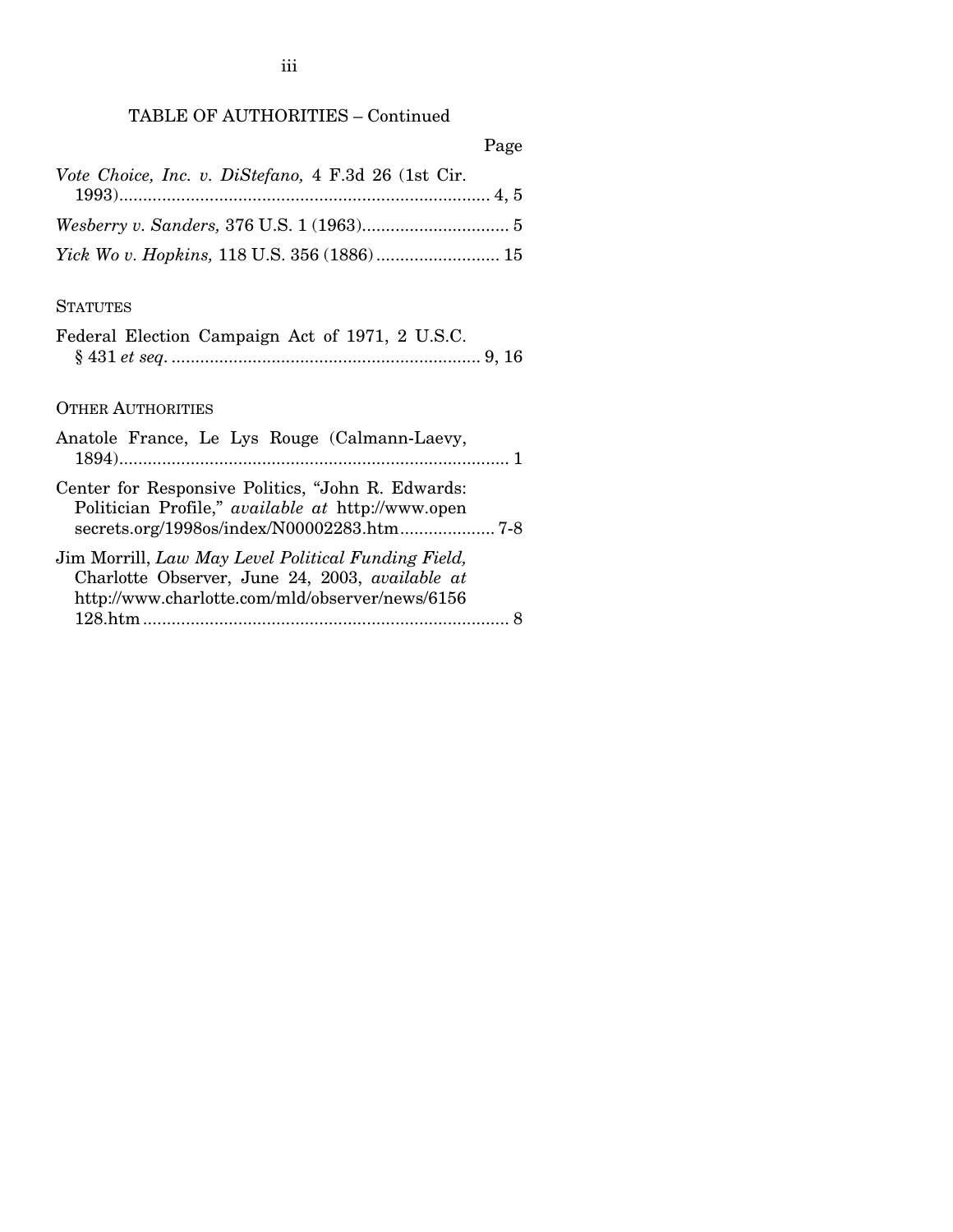TABLE OF AUTHORITIES – Continued

Page

*Vote Choice, Inc. v. DiStefano,* 4 F.3d 26 (1st Cir. 1993)............................................................................ 4, 5

*Wesberry v. Sanders,* 376 U.S. 1 (1963)............................... 5

*Yick Wo v. Hopkins,* 118 U.S. 356 (1886).......................... 15

STATUTES

Federal Election Campaign Act of 1971, 2 U.S.C. § 431 *et seq.* ................................................................ 9, 16

OTHER AUTHORITIES

Anatole France, Le Lys Rouge (Calmann-Laevy, 1894)................................................................................. 1

Center for Responsive Politics, "John R. Edwards: Politician Profile," *available at* http://www.opensecrets.org/1998os/index/N00002283.htm.................... 7-8

Jim Morrill, *Law May Level Political Funding Field,* Charlotte Observer, June 24, 2003, *available at* http://www.charlotte.com/mld/observer/news/6156128.htm.......................................................................... 8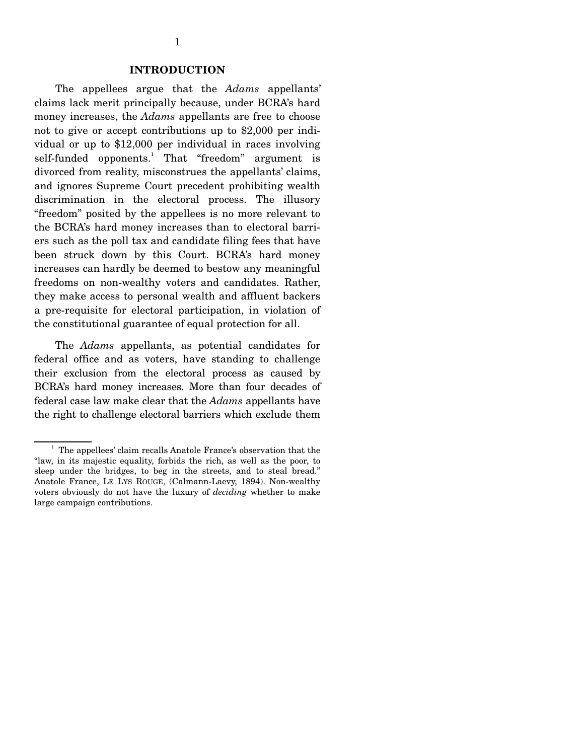## INTRODUCTION

The appellees argue that the *Adams* appellants' claims lack merit principally because, under BCRA's hard money increases, the *Adams* appellants are free to choose not to give or accept contributions up to $2,000 per individual or up to $12,000 per individual in races involving self-funded opponents.[1] That "freedom" argument is divorced from reality, misconstrues the appellants' claims, and ignores Supreme Court precedent prohibiting wealth discrimination in the electoral process. The illusory "freedom" posited by the appellees is no more relevant to the BCRA's hard money increases than to electoral barriers such as the poll tax and candidate filing fees that have been struck down by this Court. BCRA's hard money increases can hardly be deemed to bestow any meaningful freedoms on non-wealthy voters and candidates. Rather, they make access to personal wealth and affluent backers a pre-requisite for electoral participation, in violation of the constitutional guarantee of equal protection for all.

The *Adams* appellants, as potential candidates for federal office and as voters, have standing to challenge their exclusion from the electoral process as caused by BCRA's hard money increases. More than four decades of federal case law make clear that the *Adams* appellants have the right to challenge electoral barriers which exclude them

---

[1] The appellees' claim recalls Anatole France's observation that the "law, in its majestic equality, forbids the rich, as well as the poor, to sleep under the bridges, to beg in the streets, and to steal bread." Anatole France, LE LYS ROUGE, (Calmann-Laevy, 1894). Non-wealthy voters obviously do not have the luxury of *deciding* whether to make large campaign contributions.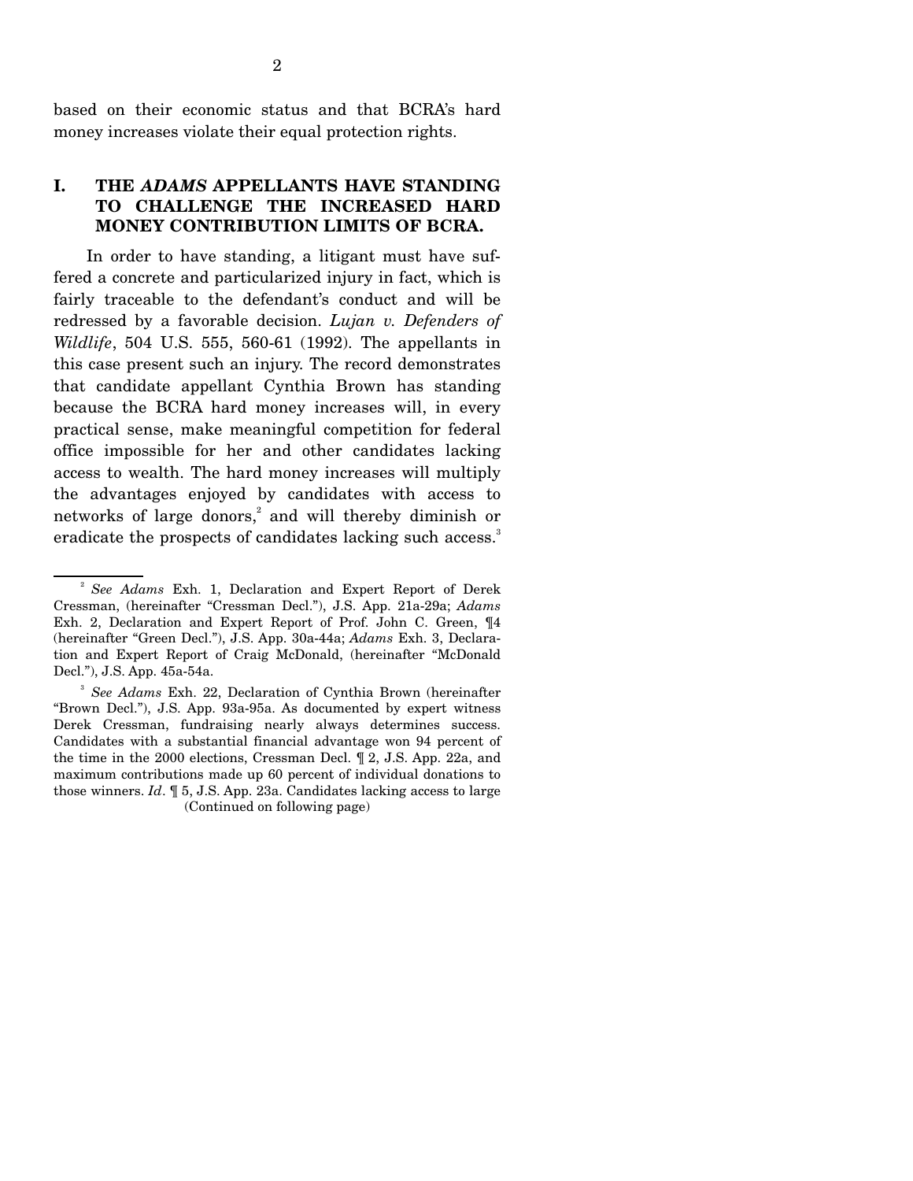based on their economic status and that BCRA's hard money increases violate their equal protection rights.

## I. THE *ADAMS* APPELLANTS HAVE STANDING TO CHALLENGE THE INCREASED HARD MONEY CONTRIBUTION LIMITS OF BCRA.

In order to have standing, a litigant must have suffered a concrete and particularized injury in fact, which is fairly traceable to the defendant's conduct and will be redressed by a favorable decision. *Lujan v. Defenders of Wildlife*, 504 U.S. 555, 560-61 (1992). The appellants in this case present such an injury. The record demonstrates that candidate appellant Cynthia Brown has standing because the BCRA hard money increases will, in every practical sense, make meaningful competition for federal office impossible for her and other candidates lacking access to wealth. The hard money increases will multiply the advantages enjoyed by candidates with access to networks of large donors,[2] and will thereby diminish or eradicate the prospects of candidates lacking such access.[3]

---

[2] *See Adams* Exh. 1, Declaration and Expert Report of Derek Cressman, (hereinafter "Cressman Decl."), J.S. App. 21a-29a; *Adams* Exh. 2, Declaration and Expert Report of Prof. John C. Green, ¶4 (hereinafter "Green Decl."), J.S. App. 30a-44a; *Adams* Exh. 3, Declaration and Expert Report of Craig McDonald, (hereinafter "McDonald Decl."), J.S. App. 45a-54a.

[3] *See Adams* Exh. 22, Declaration of Cynthia Brown (hereinafter "Brown Decl."), J.S. App. 93a-95a. As documented by expert witness Derek Cressman, fundraising nearly always determines success. Candidates with a substantial financial advantage won 94 percent of the time in the 2000 elections, Cressman Decl. ¶ 2, J.S. App. 22a, and maximum contributions made up 60 percent of individual donations to those winners. *Id*. ¶ 5, J.S. App. 23a. Candidates lacking access to large

(Continued on following page)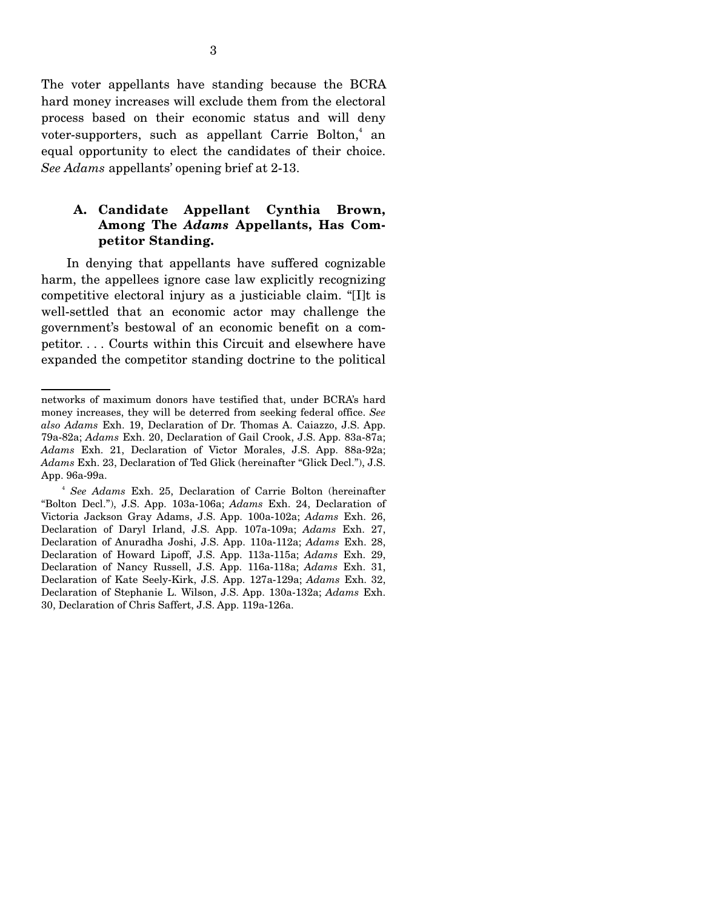The voter appellants have standing because the BCRA hard money increases will exclude them from the electoral process based on their economic status and will deny voter-supporters, such as appellant Carrie Bolton,[4] an equal opportunity to elect the candidates of their choice. *See Adams* appellants' opening brief at 2-13.

### A. Candidate Appellant Cynthia Brown, Among The *Adams* Appellants, Has Competitor Standing.

In denying that appellants have suffered cognizable harm, the appellees ignore case law explicitly recognizing competitive electoral injury as a justiciable claim. "[I]t is well-settled that an economic actor may challenge the government's bestowal of an economic benefit on a competitor. . . . Courts within this Circuit and elsewhere have expanded the competitor standing doctrine to the political

---

networks of maximum donors have testified that, under BCRA's hard money increases, they will be deterred from seeking federal office. *See also Adams* Exh. 19, Declaration of Dr. Thomas A. Caiazzo, J.S. App. 79a-82a; *Adams* Exh. 20, Declaration of Gail Crook, J.S. App. 83a-87a; *Adams* Exh. 21, Declaration of Victor Morales, J.S. App. 88a-92a; *Adams* Exh. 23, Declaration of Ted Glick (hereinafter "Glick Decl."), J.S. App. 96a-99a.

[4] *See Adams* Exh. 25, Declaration of Carrie Bolton (hereinafter "Bolton Decl."), J.S. App. 103a-106a; *Adams* Exh. 24, Declaration of Victoria Jackson Gray Adams, J.S. App. 100a-102a; *Adams* Exh. 26, Declaration of Daryl Irland, J.S. App. 107a-109a; *Adams* Exh. 27, Declaration of Anuradha Joshi, J.S. App. 110a-112a; *Adams* Exh. 28, Declaration of Howard Lipoff, J.S. App. 113a-115a; *Adams* Exh. 29, Declaration of Nancy Russell, J.S. App. 116a-118a; *Adams* Exh. 31, Declaration of Kate Seely-Kirk, J.S. App. 127a-129a; *Adams* Exh. 32, Declaration of Stephanie L. Wilson, J.S. App. 130a-132a; *Adams* Exh. 30, Declaration of Chris Saffert, J.S. App. 119a-126a.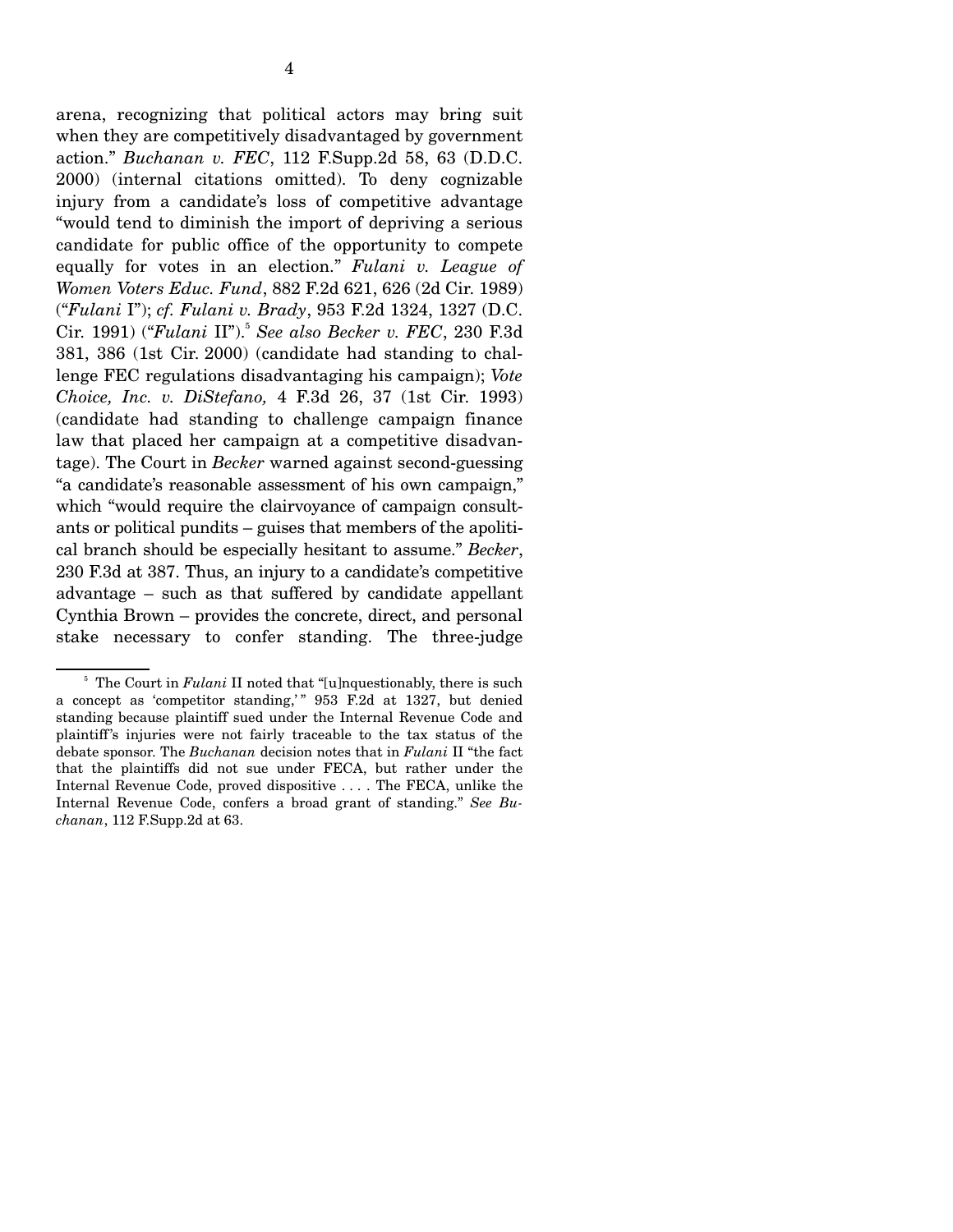arena, recognizing that political actors may bring suit when they are competitively disadvantaged by government action." *Buchanan v. FEC*, 112 F.Supp.2d 58, 63 (D.D.C. 2000) (internal citations omitted). To deny cognizable injury from a candidate's loss of competitive advantage "would tend to diminish the import of depriving a serious candidate for public office of the opportunity to compete equally for votes in an election." *Fulani v. League of Women Voters Educ. Fund*, 882 F.2d 621, 626 (2d Cir. 1989) ("*Fulani* I"); *cf. Fulani v. Brady*, 953 F.2d 1324, 1327 (D.C. Cir. 1991) ("*Fulani* II").[5] *See also Becker v. FEC*, 230 F.3d 381, 386 (1st Cir. 2000) (candidate had standing to challenge FEC regulations disadvantaging his campaign); *Vote Choice, Inc. v. DiStefano,* 4 F.3d 26, 37 (1st Cir. 1993) (candidate had standing to challenge campaign finance law that placed her campaign at a competitive disadvantage). The Court in *Becker* warned against second-guessing "a candidate's reasonable assessment of his own campaign," which "would require the clairvoyance of campaign consultants or political pundits – guises that members of the apolitical branch should be especially hesitant to assume." *Becker*, 230 F.3d at 387. Thus, an injury to a candidate's competitive advantage – such as that suffered by candidate appellant Cynthia Brown – provides the concrete, direct, and personal stake necessary to confer standing. The three-judge

---

[5] The Court in *Fulani* II noted that "[u]nquestionably, there is such a concept as 'competitor standing,'" 953 F.2d at 1327, but denied standing because plaintiff sued under the Internal Revenue Code and plaintiff's injuries were not fairly traceable to the tax status of the debate sponsor. The *Buchanan* decision notes that in *Fulani* II "the fact that the plaintiffs did not sue under FECA, but rather under the Internal Revenue Code, proved dispositive . . . . The FECA, unlike the Internal Revenue Code, confers a broad grant of standing." *See Buchanan*, 112 F.Supp.2d at 63.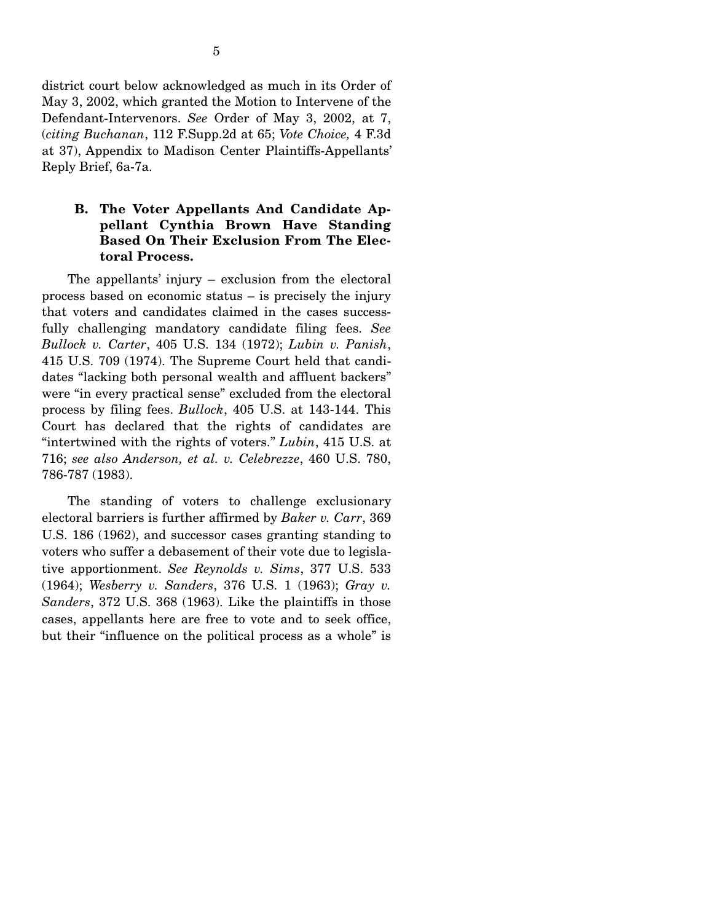district court below acknowledged as much in its Order of May 3, 2002, which granted the Motion to Intervene of the Defendant-Intervenors. *See* Order of May 3, 2002, at 7, (*citing Buchanan*, 112 F.Supp.2d at 65; *Vote Choice,* 4 F.3d at 37), Appendix to Madison Center Plaintiffs-Appellants' Reply Brief, 6a-7a.

### B. The Voter Appellants And Candidate Appellant Cynthia Brown Have Standing Based On Their Exclusion From The Electoral Process.

The appellants' injury – exclusion from the electoral process based on economic status – is precisely the injury that voters and candidates claimed in the cases successfully challenging mandatory candidate filing fees. *See Bullock v. Carter*, 405 U.S. 134 (1972); *Lubin v. Panish*, 415 U.S. 709 (1974). The Supreme Court held that candidates "lacking both personal wealth and affluent backers" were "in every practical sense" excluded from the electoral process by filing fees. *Bullock*, 405 U.S. at 143-144. This Court has declared that the rights of candidates are "intertwined with the rights of voters." *Lubin*, 415 U.S. at 716; *see also Anderson, et al. v. Celebrezze*, 460 U.S. 780, 786-787 (1983).

The standing of voters to challenge exclusionary electoral barriers is further affirmed by *Baker v. Carr*, 369 U.S. 186 (1962), and successor cases granting standing to voters who suffer a debasement of their vote due to legislative apportionment. *See Reynolds v. Sims*, 377 U.S. 533 (1964); *Wesberry v. Sanders*, 376 U.S. 1 (1963); *Gray v. Sanders*, 372 U.S. 368 (1963). Like the plaintiffs in those cases, appellants here are free to vote and to seek office, but their "influence on the political process as a whole" is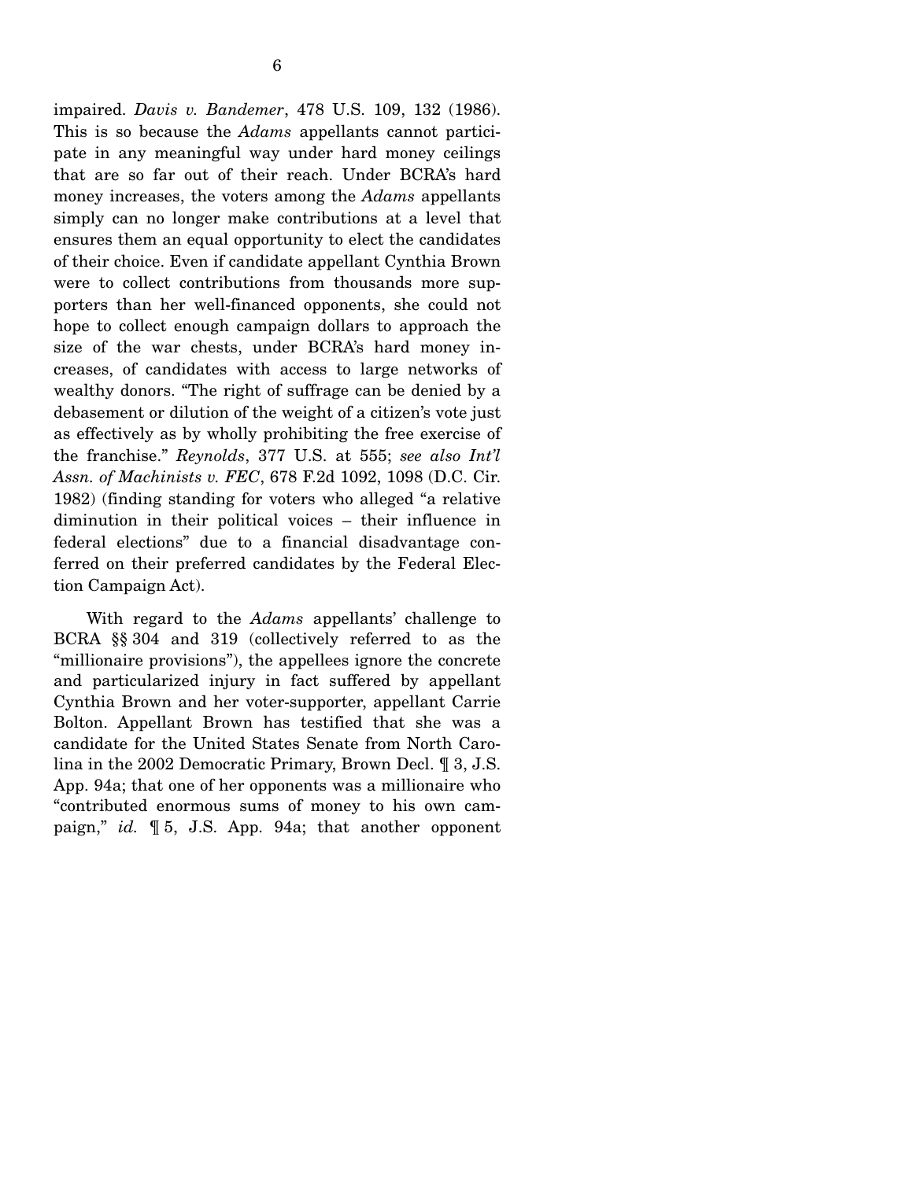impaired. *Davis v. Bandemer*, 478 U.S. 109, 132 (1986). This is so because the *Adams* appellants cannot participate in any meaningful way under hard money ceilings that are so far out of their reach. Under BCRA's hard money increases, the voters among the *Adams* appellants simply can no longer make contributions at a level that ensures them an equal opportunity to elect the candidates of their choice. Even if candidate appellant Cynthia Brown were to collect contributions from thousands more supporters than her well-financed opponents, she could not hope to collect enough campaign dollars to approach the size of the war chests, under BCRA's hard money increases, of candidates with access to large networks of wealthy donors. "The right of suffrage can be denied by a debasement or dilution of the weight of a citizen's vote just as effectively as by wholly prohibiting the free exercise of the franchise." *Reynolds*, 377 U.S. at 555; *see also Int'l Assn. of Machinists v. FEC*, 678 F.2d 1092, 1098 (D.C. Cir. 1982) (finding standing for voters who alleged "a relative diminution in their political voices – their influence in federal elections" due to a financial disadvantage conferred on their preferred candidates by the Federal Election Campaign Act).

With regard to the *Adams* appellants' challenge to BCRA §§ 304 and 319 (collectively referred to as the "millionaire provisions"), the appellees ignore the concrete and particularized injury in fact suffered by appellant Cynthia Brown and her voter-supporter, appellant Carrie Bolton. Appellant Brown has testified that she was a candidate for the United States Senate from North Carolina in the 2002 Democratic Primary, Brown Decl. ¶ 3, J.S. App. 94a; that one of her opponents was a millionaire who "contributed enormous sums of money to his own campaign," *id.* ¶ 5, J.S. App. 94a; that another opponent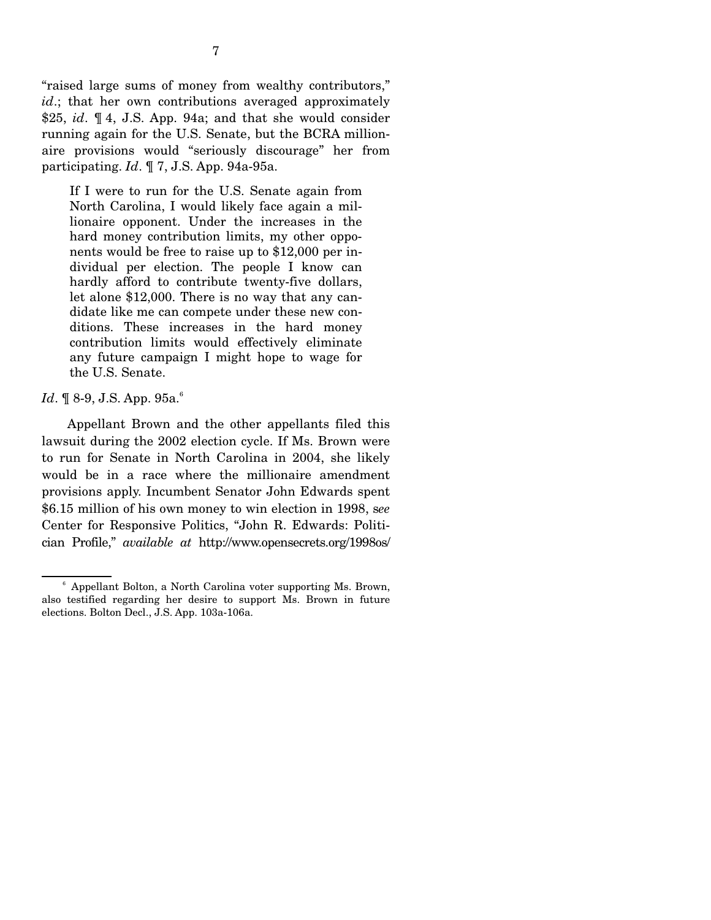"raised large sums of money from wealthy contributors," *id*.; that her own contributions averaged approximately $25, *id*. ¶ 4, J.S. App. 94a; and that she would consider running again for the U.S. Senate, but the BCRA millionaire provisions would "seriously discourage" her from participating. *Id*. ¶ 7, J.S. App. 94a-95a.

> If I were to run for the U.S. Senate again from North Carolina, I would likely face again a millionaire opponent. Under the increases in the hard money contribution limits, my other opponents would be free to raise up to $12,000 per individual per election. The people I know can hardly afford to contribute twenty-five dollars, let alone $12,000. There is no way that any candidate like me can compete under these new conditions. These increases in the hard money contribution limits would effectively eliminate any future campaign I might hope to wage for the U.S. Senate.

*Id*. ¶ 8-9, J.S. App. 95a.[6]

Appellant Brown and the other appellants filed this lawsuit during the 2002 election cycle. If Ms. Brown were to run for Senate in North Carolina in 2004, she likely would be in a race where the millionaire amendment provisions apply. Incumbent Senator John Edwards spent $6.15 million of his own money to win election in 1998, s*ee* Center for Responsive Politics, "John R. Edwards: Politician Profile," *available at* http://www.opensecrets.org/1998os/

---

[6] Appellant Bolton, a North Carolina voter supporting Ms. Brown, also testified regarding her desire to support Ms. Brown in future elections. Bolton Decl., J.S. App. 103a-106a.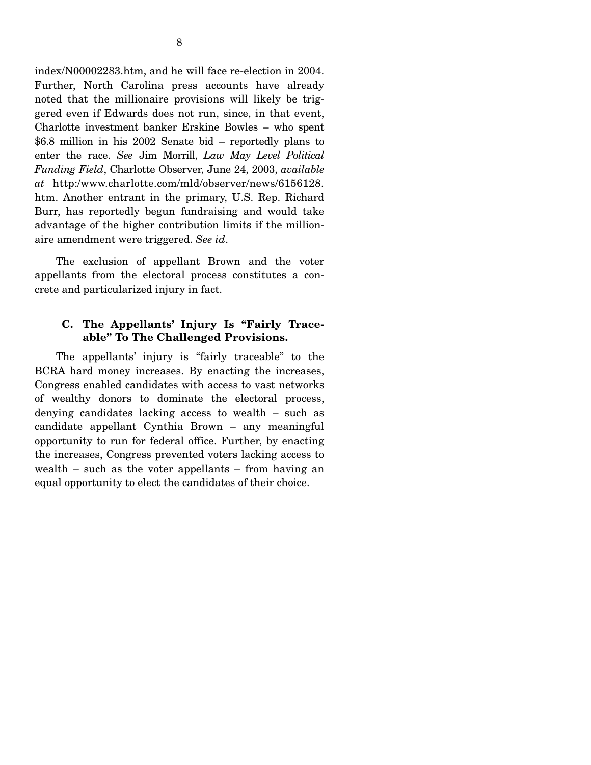index/N00002283.htm, and he will face re-election in 2004. Further, North Carolina press accounts have already noted that the millionaire provisions will likely be triggered even if Edwards does not run, since, in that event, Charlotte investment banker Erskine Bowles – who spent $6.8 million in his 2002 Senate bid – reportedly plans to enter the race. *See* Jim Morrill, *Law May Level Political Funding Field*, Charlotte Observer, June 24, 2003, *available at* http:/www.charlotte.com/mld/observer/news/6156128.htm. Another entrant in the primary, U.S. Rep. Richard Burr, has reportedly begun fundraising and would take advantage of the higher contribution limits if the millionaire amendment were triggered. *See id*.

The exclusion of appellant Brown and the voter appellants from the electoral process constitutes a concrete and particularized injury in fact.

### C. The Appellants' Injury Is "Fairly Traceable" To The Challenged Provisions.

The appellants' injury is "fairly traceable" to the BCRA hard money increases. By enacting the increases, Congress enabled candidates with access to vast networks of wealthy donors to dominate the electoral process, denying candidates lacking access to wealth – such as candidate appellant Cynthia Brown – any meaningful opportunity to run for federal office. Further, by enacting the increases, Congress prevented voters lacking access to wealth – such as the voter appellants – from having an equal opportunity to elect the candidates of their choice.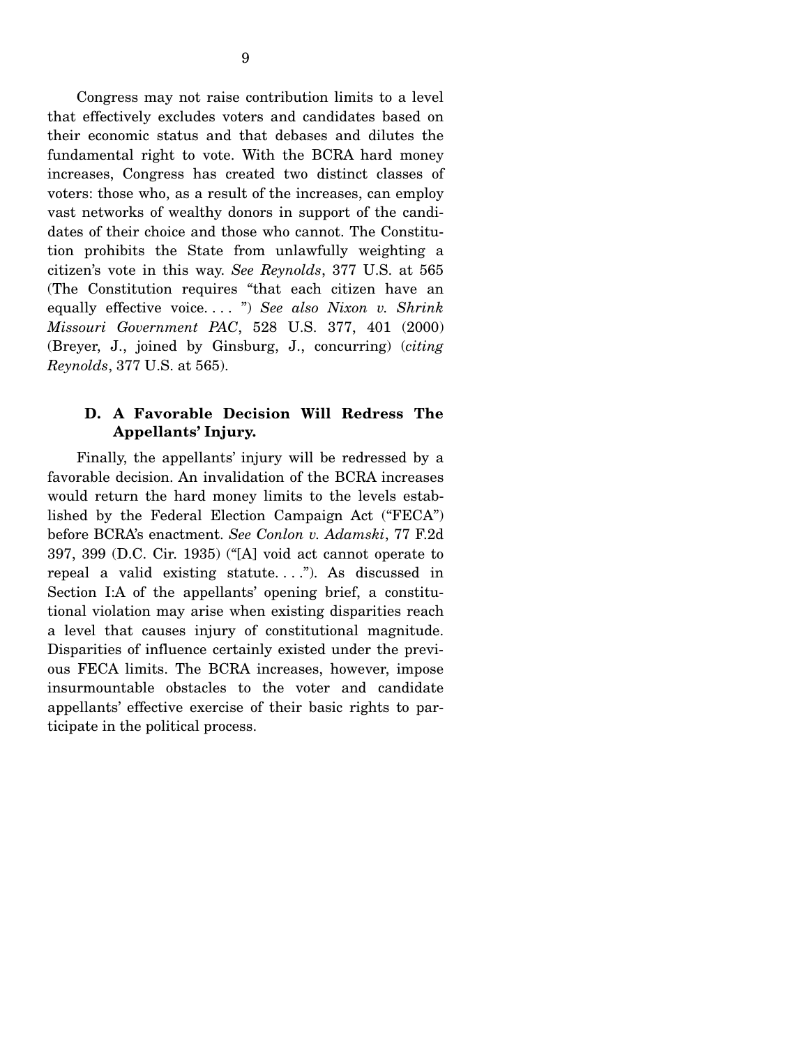Congress may not raise contribution limits to a level that effectively excludes voters and candidates based on their economic status and that debases and dilutes the fundamental right to vote. With the BCRA hard money increases, Congress has created two distinct classes of voters: those who, as a result of the increases, can employ vast networks of wealthy donors in support of the candidates of their choice and those who cannot. The Constitution prohibits the State from unlawfully weighting a citizen's vote in this way. *See Reynolds*, 377 U.S. at 565 (The Constitution requires "that each citizen have an equally effective voice. . . . ") *See also Nixon v. Shrink Missouri Government PAC*, 528 U.S. 377, 401 (2000) (Breyer, J., joined by Ginsburg, J., concurring) (*citing Reynolds*, 377 U.S. at 565).

### D. A Favorable Decision Will Redress The Appellants' Injury.

Finally, the appellants' injury will be redressed by a favorable decision. An invalidation of the BCRA increases would return the hard money limits to the levels established by the Federal Election Campaign Act ("FECA") before BCRA's enactment. *See Conlon v. Adamski*, 77 F.2d 397, 399 (D.C. Cir. 1935) ("[A] void act cannot operate to repeal a valid existing statute. . . ."). As discussed in Section I:A of the appellants' opening brief, a constitutional violation may arise when existing disparities reach a level that causes injury of constitutional magnitude. Disparities of influence certainly existed under the previous FECA limits. The BCRA increases, however, impose insurmountable obstacles to the voter and candidate appellants' effective exercise of their basic rights to participate in the political process.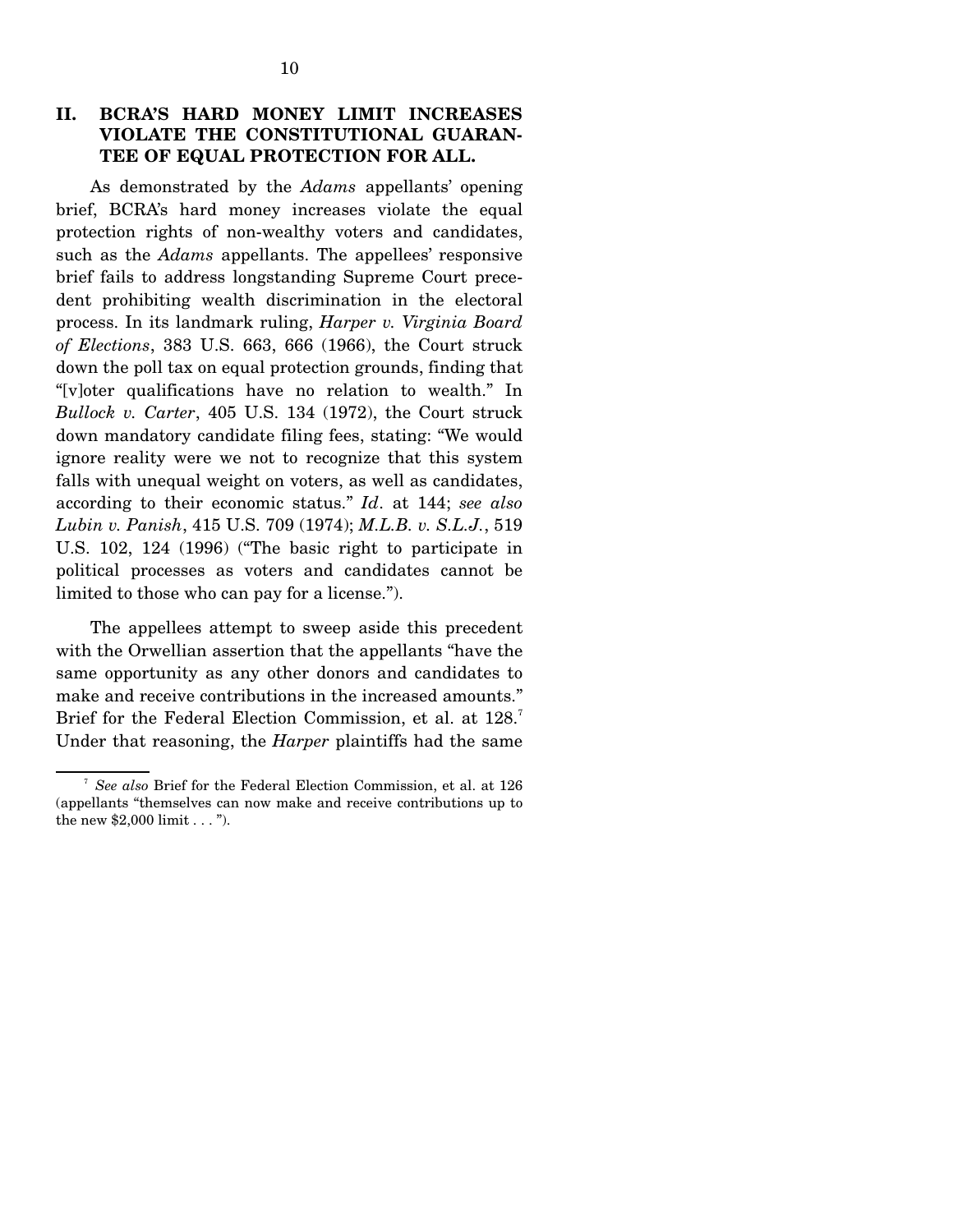## II. BCRA'S HARD MONEY LIMIT INCREASES VIOLATE THE CONSTITUTIONAL GUARANTEE OF EQUAL PROTECTION FOR ALL.

As demonstrated by the *Adams* appellants' opening brief, BCRA's hard money increases violate the equal protection rights of non-wealthy voters and candidates, such as the *Adams* appellants. The appellees' responsive brief fails to address longstanding Supreme Court precedent prohibiting wealth discrimination in the electoral process. In its landmark ruling, *Harper v. Virginia Board of Elections*, 383 U.S. 663, 666 (1966), the Court struck down the poll tax on equal protection grounds, finding that "[v]oter qualifications have no relation to wealth." In *Bullock v. Carter*, 405 U.S. 134 (1972), the Court struck down mandatory candidate filing fees, stating: "We would ignore reality were we not to recognize that this system falls with unequal weight on voters, as well as candidates, according to their economic status." *Id*. at 144; *see also Lubin v. Panish*, 415 U.S. 709 (1974); *M.L.B. v. S.L.J.*, 519 U.S. 102, 124 (1996) ("The basic right to participate in political processes as voters and candidates cannot be limited to those who can pay for a license.").

The appellees attempt to sweep aside this precedent with the Orwellian assertion that the appellants "have the same opportunity as any other donors and candidates to make and receive contributions in the increased amounts." Brief for the Federal Election Commission, et al. at 128.[7] Under that reasoning, the *Harper* plaintiffs had the same

[7] *See also* Brief for the Federal Election Commission, et al. at 126 (appellants "themselves can now make and receive contributions up to the new $2,000 limit . . . ").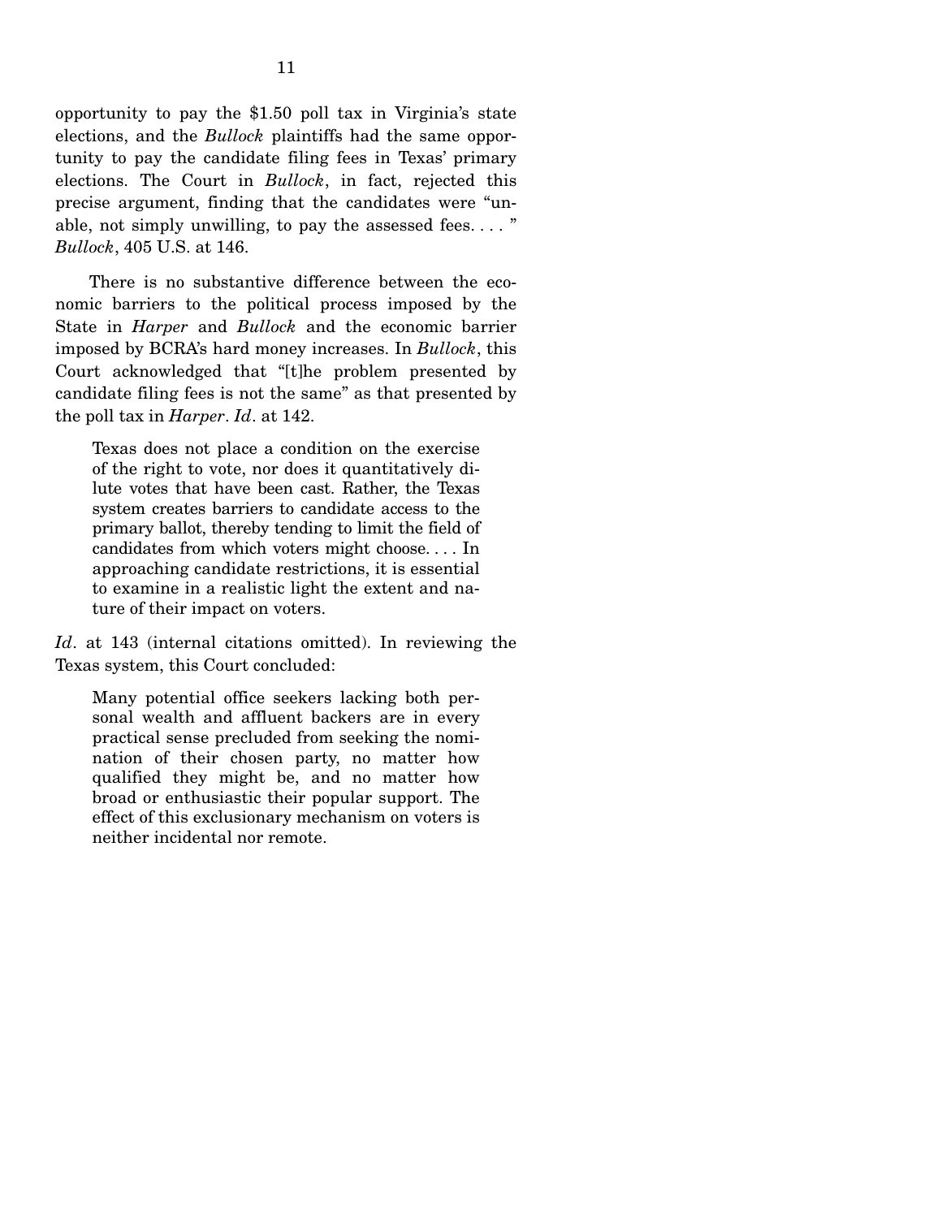opportunity to pay the $1.50 poll tax in Virginia's state elections, and the *Bullock* plaintiffs had the same opportunity to pay the candidate filing fees in Texas' primary elections. The Court in *Bullock*, in fact, rejected this precise argument, finding that the candidates were "unable, not simply unwilling, to pay the assessed fees. . . . " *Bullock*, 405 U.S. at 146.

There is no substantive difference between the economic barriers to the political process imposed by the State in *Harper* and *Bullock* and the economic barrier imposed by BCRA's hard money increases. In *Bullock*, this Court acknowledged that "[t]he problem presented by candidate filing fees is not the same" as that presented by the poll tax in *Harper*. *Id*. at 142.

> Texas does not place a condition on the exercise of the right to vote, nor does it quantitatively dilute votes that have been cast. Rather, the Texas system creates barriers to candidate access to the primary ballot, thereby tending to limit the field of candidates from which voters might choose. . . . In approaching candidate restrictions, it is essential to examine in a realistic light the extent and nature of their impact on voters.

*Id*. at 143 (internal citations omitted). In reviewing the Texas system, this Court concluded:

> Many potential office seekers lacking both personal wealth and affluent backers are in every practical sense precluded from seeking the nomination of their chosen party, no matter how qualified they might be, and no matter how broad or enthusiastic their popular support. The effect of this exclusionary mechanism on voters is neither incidental nor remote.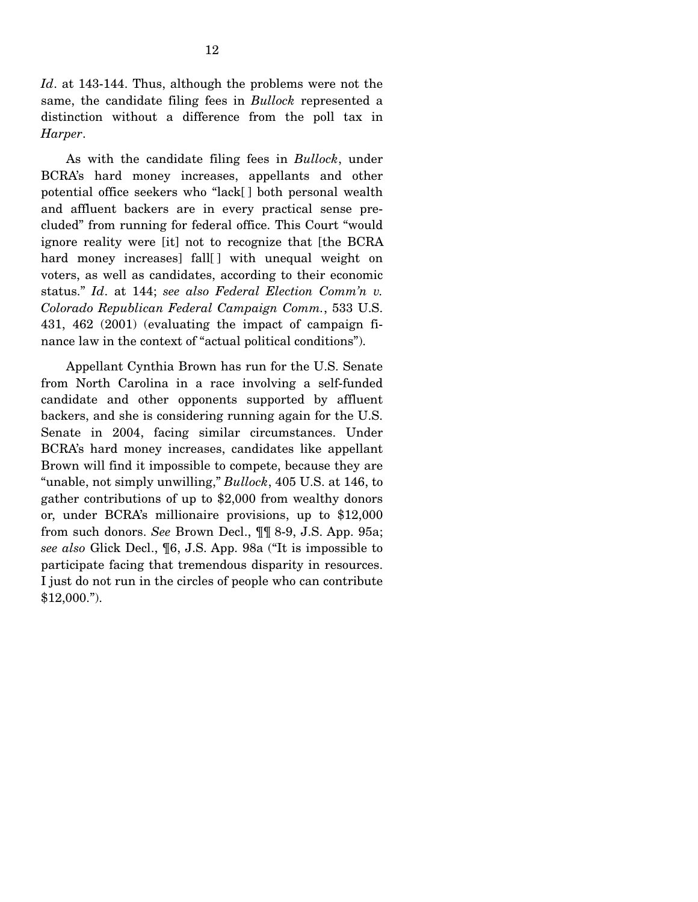*Id*. at 143-144. Thus, although the problems were not the same, the candidate filing fees in *Bullock* represented a distinction without a difference from the poll tax in *Harper*.

As with the candidate filing fees in *Bullock*, under BCRA's hard money increases, appellants and other potential office seekers who "lack[ ] both personal wealth and affluent backers are in every practical sense precluded" from running for federal office. This Court "would ignore reality were [it] not to recognize that [the BCRA hard money increases] fall[ ] with unequal weight on voters, as well as candidates, according to their economic status." *Id*. at 144; *see also Federal Election Comm'n v. Colorado Republican Federal Campaign Comm.*, 533 U.S. 431, 462 (2001) (evaluating the impact of campaign finance law in the context of "actual political conditions").

Appellant Cynthia Brown has run for the U.S. Senate from North Carolina in a race involving a self-funded candidate and other opponents supported by affluent backers, and she is considering running again for the U.S. Senate in 2004, facing similar circumstances. Under BCRA's hard money increases, candidates like appellant Brown will find it impossible to compete, because they are "unable, not simply unwilling," *Bullock*, 405 U.S. at 146, to gather contributions of up to $2,000 from wealthy donors or, under BCRA's millionaire provisions, up to $12,000 from such donors. *See* Brown Decl., ¶¶ 8-9, J.S. App. 95a; *see also* Glick Decl., ¶6, J.S. App. 98a ("It is impossible to participate facing that tremendous disparity in resources. I just do not run in the circles of people who can contribute $12,000.").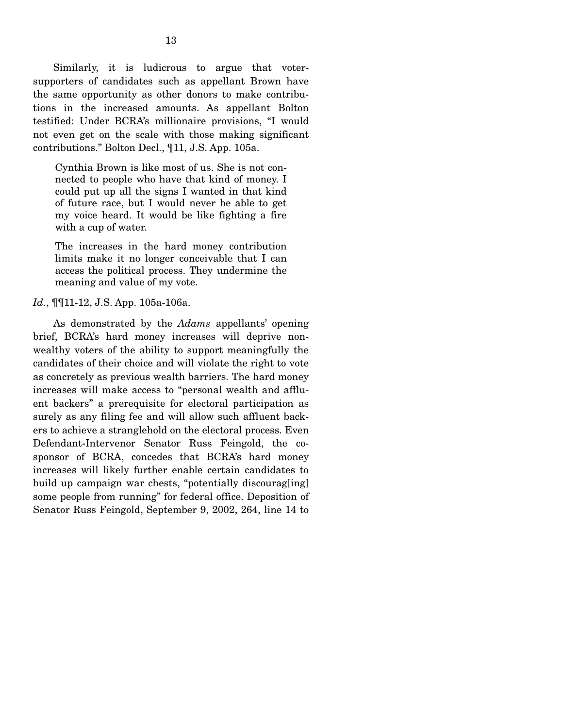Similarly, it is ludicrous to argue that voter-supporters of candidates such as appellant Brown have the same opportunity as other donors to make contributions in the increased amounts. As appellant Bolton testified: Under BCRA's millionaire provisions, "I would not even get on the scale with those making significant contributions." Bolton Decl., ¶11, J.S. App. 105a.

> Cynthia Brown is like most of us. She is not connected to people who have that kind of money. I could put up all the signs I wanted in that kind of future race, but I would never be able to get my voice heard. It would be like fighting a fire with a cup of water.
>
> The increases in the hard money contribution limits make it no longer conceivable that I can access the political process. They undermine the meaning and value of my vote.

*Id*., ¶¶11-12, J.S. App. 105a-106a.

As demonstrated by the *Adams* appellants' opening brief, BCRA's hard money increases will deprive non-wealthy voters of the ability to support meaningfully the candidates of their choice and will violate the right to vote as concretely as previous wealth barriers. The hard money increases will make access to "personal wealth and affluent backers" a prerequisite for electoral participation as surely as any filing fee and will allow such affluent backers to achieve a stranglehold on the electoral process. Even Defendant-Intervenor Senator Russ Feingold, the co-sponsor of BCRA, concedes that BCRA's hard money increases will likely further enable certain candidates to build up campaign war chests, "potentially discourag[ing] some people from running" for federal office. Deposition of Senator Russ Feingold, September 9, 2002, 264, line 14 to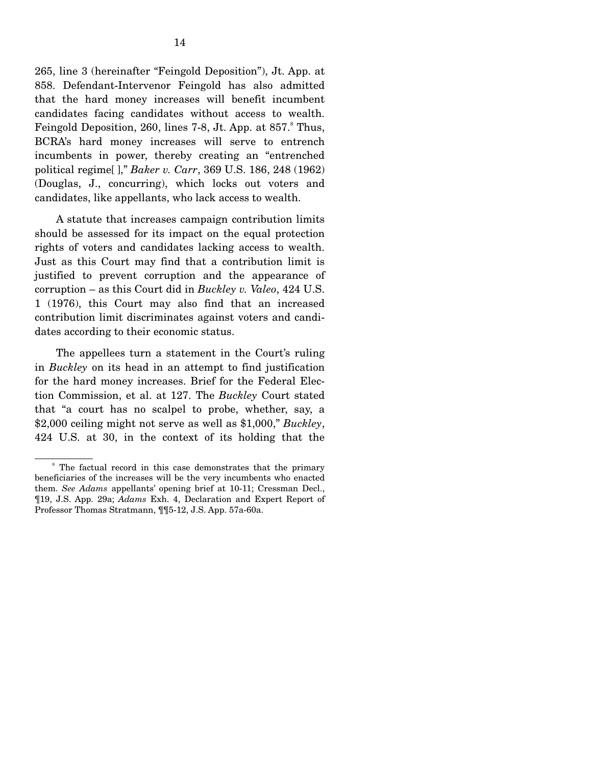265, line 3 (hereinafter "Feingold Deposition"), Jt. App. at 858. Defendant-Intervenor Feingold has also admitted that the hard money increases will benefit incumbent candidates facing candidates without access to wealth. Feingold Deposition, 260, lines 7-8, Jt. App. at 857.[8] Thus, BCRA's hard money increases will serve to entrench incumbents in power, thereby creating an "entrenched political regime[ ]," *Baker v. Carr*, 369 U.S. 186, 248 (1962) (Douglas, J., concurring), which locks out voters and candidates, like appellants, who lack access to wealth.

A statute that increases campaign contribution limits should be assessed for its impact on the equal protection rights of voters and candidates lacking access to wealth. Just as this Court may find that a contribution limit is justified to prevent corruption and the appearance of corruption – as this Court did in *Buckley v. Valeo*, 424 U.S. 1 (1976), this Court may also find that an increased contribution limit discriminates against voters and candidates according to their economic status.

The appellees turn a statement in the Court's ruling in *Buckley* on its head in an attempt to find justification for the hard money increases. Brief for the Federal Election Commission, et al. at 127. The *Buckley* Court stated that "a court has no scalpel to probe, whether, say, a $2,000 ceiling might not serve as well as $1,000," *Buckley*, 424 U.S. at 30, in the context of its holding that the

---

[8] The factual record in this case demonstrates that the primary beneficiaries of the increases will be the very incumbents who enacted them. *See Adams* appellants' opening brief at 10-11; Cressman Decl., ¶19, J.S. App. 29a; *Adams* Exh. 4, Declaration and Expert Report of Professor Thomas Stratmann, ¶¶5-12, J.S. App. 57a-60a.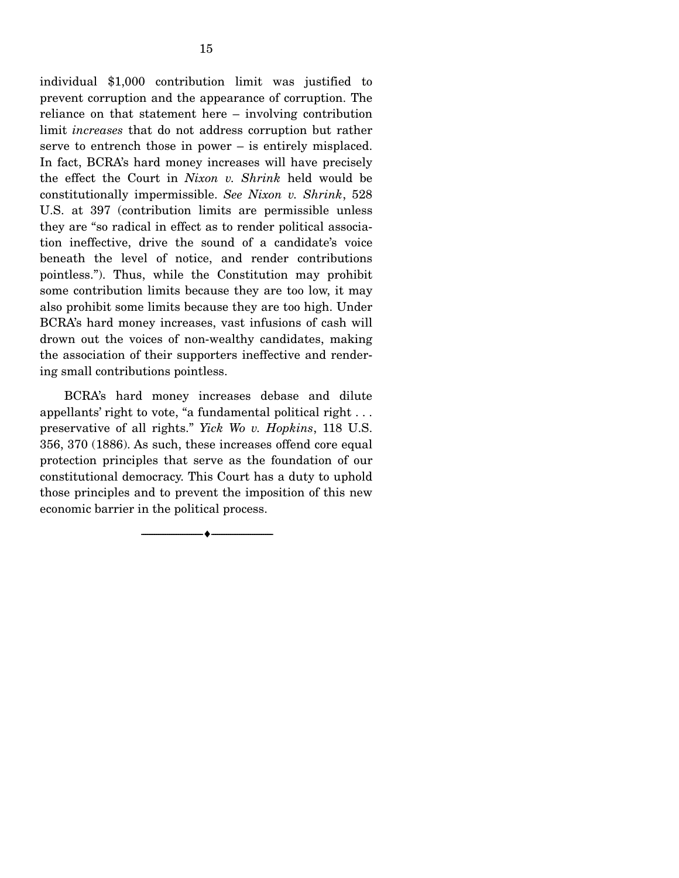individual $1,000 contribution limit was justified to prevent corruption and the appearance of corruption. The reliance on that statement here – involving contribution limit *increases* that do not address corruption but rather serve to entrench those in power – is entirely misplaced. In fact, BCRA's hard money increases will have precisely the effect the Court in *Nixon v. Shrink* held would be constitutionally impermissible. *See Nixon v. Shrink*, 528 U.S. at 397 (contribution limits are permissible unless they are "so radical in effect as to render political association ineffective, drive the sound of a candidate's voice beneath the level of notice, and render contributions pointless."). Thus, while the Constitution may prohibit some contribution limits because they are too low, it may also prohibit some limits because they are too high. Under BCRA's hard money increases, vast infusions of cash will drown out the voices of non-wealthy candidates, making the association of their supporters ineffective and rendering small contributions pointless.

BCRA's hard money increases debase and dilute appellants' right to vote, "a fundamental political right . . . preservative of all rights." *Yick Wo v. Hopkins*, 118 U.S. 356, 370 (1886). As such, these increases offend core equal protection principles that serve as the foundation of our constitutional democracy. This Court has a duty to uphold those principles and to prevent the imposition of this new economic barrier in the political process.

---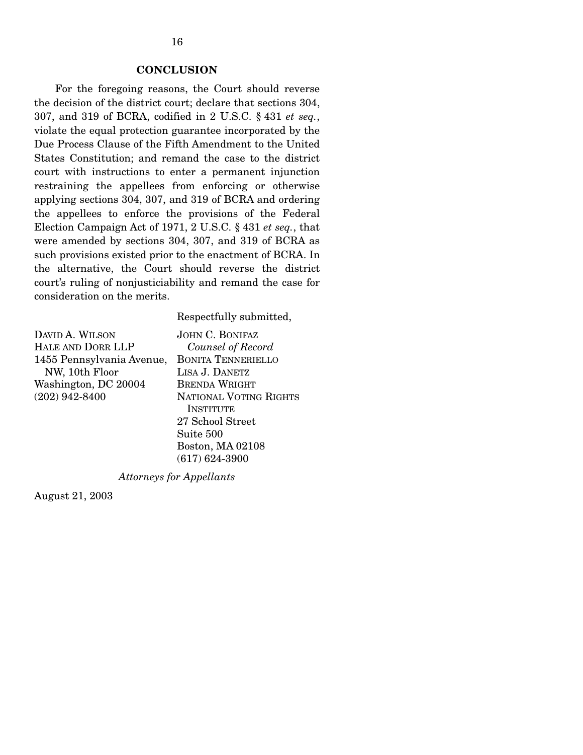## CONCLUSION

For the foregoing reasons, the Court should reverse the decision of the district court; declare that sections 304, 307, and 319 of BCRA, codified in 2 U.S.C. § 431 *et seq.*, violate the equal protection guarantee incorporated by the Due Process Clause of the Fifth Amendment to the United States Constitution; and remand the case to the district court with instructions to enter a permanent injunction restraining the appellees from enforcing or otherwise applying sections 304, 307, and 319 of BCRA and ordering the appellees to enforce the provisions of the Federal Election Campaign Act of 1971, 2 U.S.C. § 431 *et seq.*, that were amended by sections 304, 307, and 319 of BCRA as such provisions existed prior to the enactment of BCRA. In the alternative, the Court should reverse the district court's ruling of nonjusticiability and remand the case for consideration on the merits.

Respectfully submitted,

JOHN C. BONIFAZ
*Counsel of Record*
BONITA TENNERIELLO
LISA J. DANETZ
BRENDA WRIGHT
NATIONAL VOTING RIGHTS INSTITUTE
27 School Street
Suite 500
Boston, MA 02108
(617) 624-3900

DAVID A. WILSON
HALE AND DORR LLP
1455 Pennsylvania Avenue, NW, 10th Floor
Washington, DC 20004
(202) 942-8400

*Attorneys for Appellants*

August 21, 2003